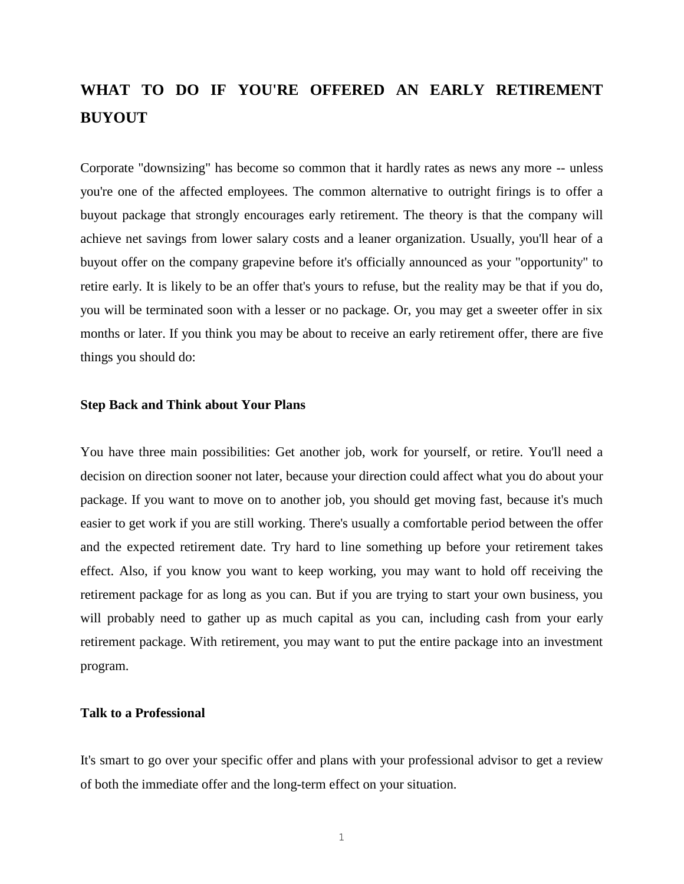# WHAT TO DO IF YOU'RE OFFERED AN EARLY RETIREMENT BUYOUT

Corporate "downsizing" has become so common that it hardly rates as news any more -- unless you're one of the affected employees. The common alternative to outright firings is to offer a buyout package that strongly encourages early retirement. The theory is that the company will achieve net savings from lower salary costs and a leaner organization. Usually, you'll hear of a buyout offer on the company grapevine before it's officially announced as your "opportunity" to retire early. It is likely to be an offer that's yours to refuse, but the reality may be that if you do, you will be terminated soon with a lesser or no package. Or, you may get a sweeter offer in six months or later. If you think you may be about to receive an early retirement offer, there are five things you should do:

### Step Back and Think about Your Plans

You have three main possibilities: Get another job, work for yourself, or retire. You'll need a decision on direction sooner not later, because your direction could affect what you do about your package. If you want to move on to another job, you should get moving fast, because it's much easier to get work if you are still working. There's usually a comfortable period between the offer and the expected retirement date. Try hard to line something up before your retirement takes effect. Also, if you know you want to keep working, you may want to hold off receiving the retirement package for as long as you can. But if you are trying to start your own business, you will probably need to gather up as much capital as you can, including cash from your early retirement package. With retirement, you may want to put the entire package into an investment program.

### Talk to a Professional

It's smart to go over your specific offer and plans with your professional advisor to get a review of both the immediate offer and the long-term effect on your situation.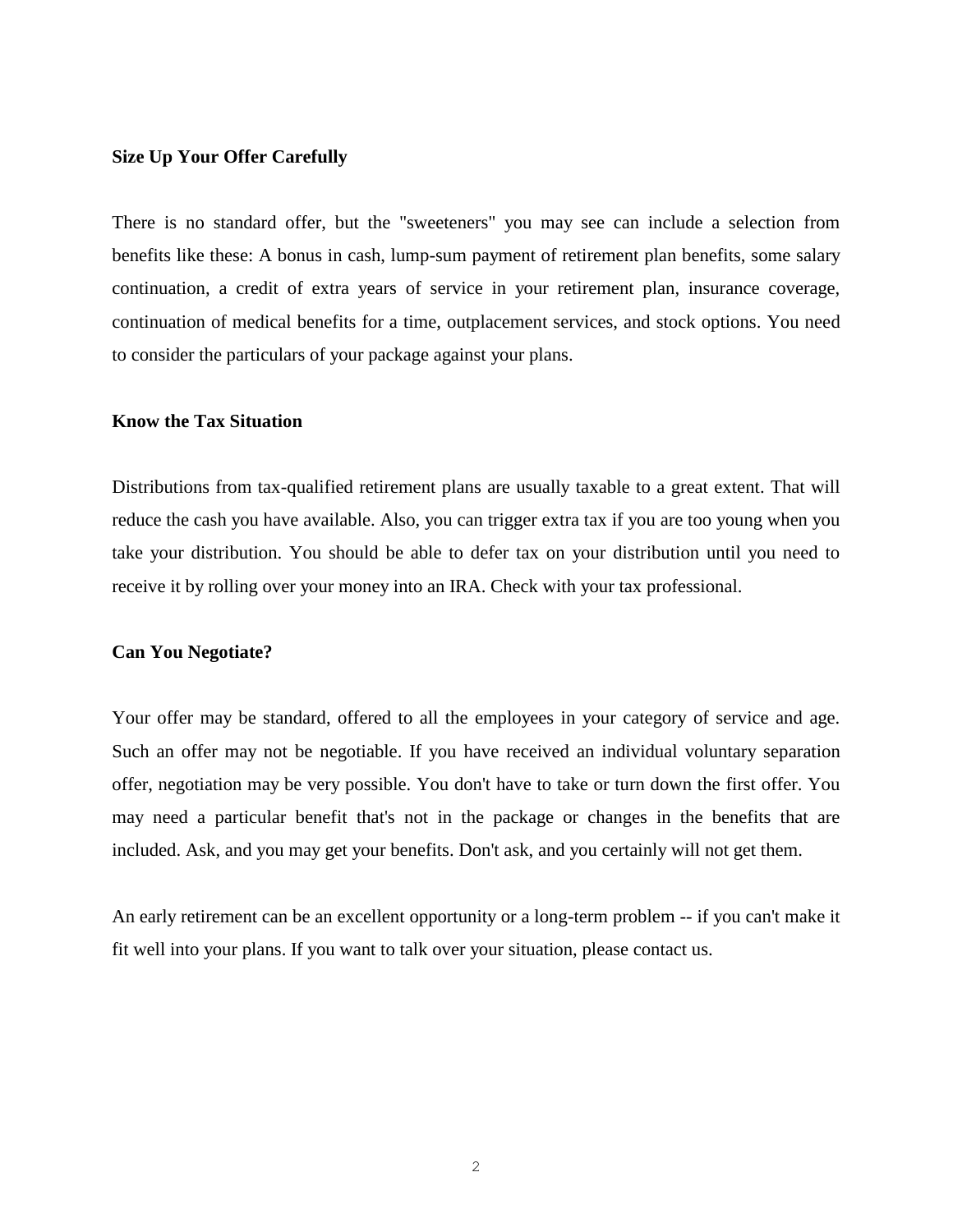**Size Up Your Offer Carefully**

There is no standard offer, but the "sweeteners" you may see can include a selection from benefits like these: A bonus in cash, lump-sum payment of retirement plan benefits, some salary continuation, a credit of extra years of service in your retirement plan, insurance coverage, continuation of medical benefits for a time, outplacement services, and stock options. You need to consider the particulars of your package against your plans.

**Know the Tax Situation**

Distributions from tax-qualified retirement plans are usually taxable to a great extent. That will reduce the cash you have available. Also, you can trigger extra tax if you are too young when you take your distribution. You should be able to defer tax on your distribution until you need to receive it by rolling over your money into an IRA. Check with your tax professional.

**Can You Negotiate?**

Your offer may be standard, offered to all the employees in your category of service and age. Such an offer may not be negotiable. If you have received an individual voluntary separation offer, negotiation may be very possible. You don't have to take or turn down the first offer. You may need a particular benefit that's not in the package or changes in the benefits that are included. Ask, and you may get your benefits. Don't ask, and you certainly will not get them.

An early retirement can be an excellent opportunity or a long-term problem -- if you can't make it fit well into your plans. If you want to talk over your situation, please contact us.